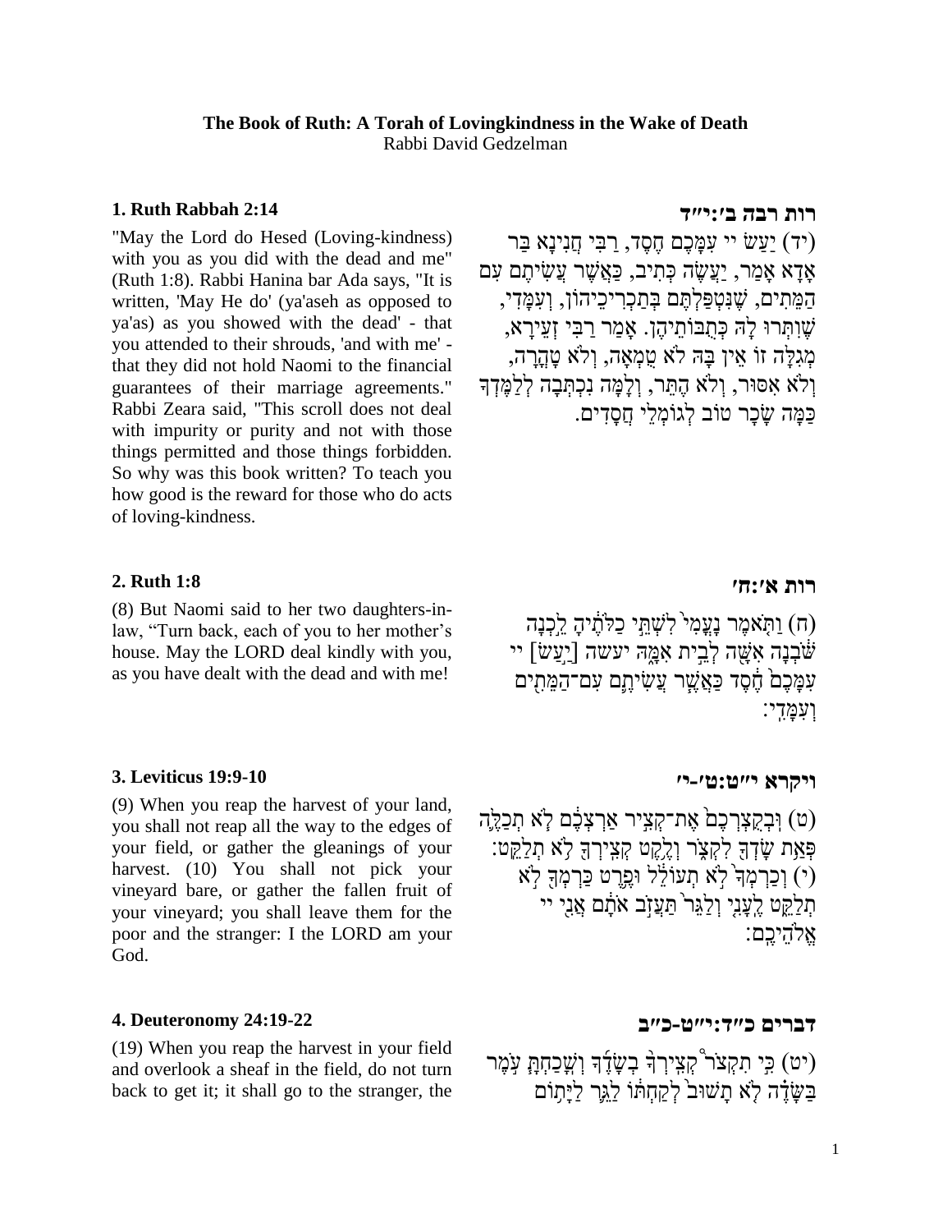**The Book of Ruth: A Torah of Lovingkindness in the Wake of Death**
Rabbi David Gedzelman

### 1. Ruth Rabbah 2:14

### רות רבה ב׳:י״ד

"May the Lord do Hesed (Loving-kindness) with you as you did with the dead and me" (Ruth 1:8). Rabbi Hanina bar Ada says, "It is written, 'May He do' (ya'aseh as opposed to ya'as) as you showed with the dead' - that you attended to their shrouds, 'and with me' - that they did not hold Naomi to the financial guarantees of their marriage agreements." Rabbi Zeara said, "This scroll does not deal with impurity or purity and not with those things permitted and those things forbidden. So why was this book written? To teach you how good is the reward for those who do acts of loving-kindness.

(יד) יַעַשׂ יי עִמָּכֶם חֶסֶד, רַבִּי חֲנִינָא בַּר אָדָא אָמַר, יַעֲשֶׂה כְּתִיב, כַּאֲשֶׁר עֲשִׂיתֶם עִם הַמֵּתִים, שֶׁנִּטַּפַּלְתֶּם בְּתַכְרִיכֵיהוֹן, וְעִמָּדִי, שֶׁוִּתְּרוּ לָהּ כְּתֻבּוֹתֵיהֶן. אָמַר רַבִּי זְעֵירָא, מְגִלָּה זוֹ אֵין בָּהּ לֹא טֻמְאָה, וְלֹא טָהֳרָה, וְלֹא אִסּוּר, וְלֹא הֶתֵּר, וְלָמָּה נִכְתְּבָה לְלַמֶּדְךָ כַּמָּה שָׂכָר טוֹב לְגוֹמְלֵי חֲסָדִים.

### 2. Ruth 1:8

### רות א׳:ח׳

(8) But Naomi said to her two daughters-in-law, "Turn back, each of you to her mother's house. May the LORD deal kindly with you, as you have dealt with the dead and with me!

(ח) וַתֹּאמֶר נָעֳמִי֙ לִשְׁתֵּ֣י כַלֹּתֶ֔יהָ לֵ֣כְנָה שֹּׁ֔בְנָה אִשָּׁ֖ה לְבֵ֣ית אִמָּ֑הּ יעשה [יַ֣עַשׂ] יי עִמָּכֶם֙ חֶ֔סֶד כַּאֲשֶׁ֧ר עֲשִׂיתֶ֛ם עִם־הַמֵּתִ֖ים וְעִמָּדִֽי׃

### 3. Leviticus 19:9-10

### ויקרא י״ט:ט׳-י׳

(9) When you reap the harvest of your land, you shall not reap all the way to the edges of your field, or gather the gleanings of your harvest. (10) You shall not pick your vineyard bare, or gather the fallen fruit of your vineyard; you shall leave them for the poor and the stranger: I the LORD am your God.

(ט) וּֽבְקֻצְרְכֶם֙ אֶת־קְצִ֣יר אַרְצְכֶ֔ם לֹ֧א תְכַלֶּ֛ה פְּאַ֥ת שָׂדְךָ֖ לִקְצֹ֑ר וְלֶ֥קֶט קְצִֽירְךָ֖ לֹ֥א תְלַקֵּֽט׃ (י) וְכַרְמְךָ֙ לֹ֣א תְעוֹלֵ֔ל וּפֶ֥רֶט כַּרְמְךָ֖ לֹ֣א תְלַקֵּ֑ט לֶֽעָנִ֤י וְלַגֵּר֙ תַּעֲזֹ֣ב אֹתָ֔ם אֲנִ֖י יי אֱלֹהֵיכֶֽם׃

### 4. Deuteronomy 24:19-22

### דברים כ״ד:י״ט-כ״ב

(19) When you reap the harvest in your field and overlook a sheaf in the field, do not turn back to get it; it shall go to the stranger, the

(יט) כִּ֣י תִקְצֹ֨ר קְצִֽירְךָ֜ בְשָׂדֶ֗ךָ וְשָֽׁכַחְתָּ֤ עֹ֙מֶר֙ בַּשָּׂדֶ֔ה לֹ֤א תָשׁוּב֙ לְקַחְתּ֔וֹ לַגֵּ֥ר לַיָּת֖וֹם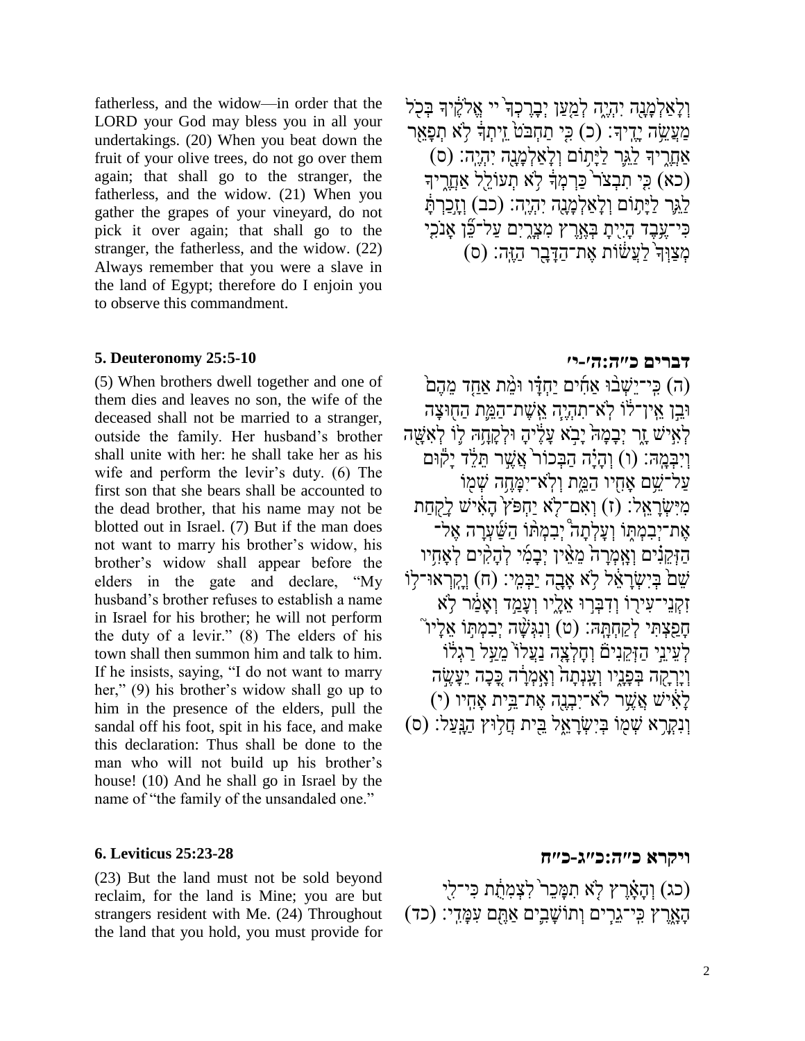fatherless, and the widow—in order that the LORD your God may bless you in all your undertakings. (20) When you beat down the fruit of your olive trees, do not go over them again; that shall go to the stranger, the fatherless, and the widow. (21) When you gather the grapes of your vineyard, do not pick it over again; that shall go to the stranger, the fatherless, and the widow. (22) Always remember that you were a slave in the land of Egypt; therefore do I enjoin you to observe this commandment.

וְלָאַלְמָנָה יִהְיֶה לְמַעַן יְבָרֶכְךָ֙ יי אֱלֹהֶ֔יךָ בְּכֹ֖ל מַעֲשֵׂ֥ה יָדֶֽיךָ׃ (כ) כִּ֤י תַחְבֹּט֙ זֵֽיתְךָ֔ לֹ֥א תְפַאֵ֖ר אַחֲרֶ֑יךָ לַגֵּ֛ר לַיָּת֥וֹם וְלָאַלְמָנָ֖ה יִהְיֶֽה׃ (ס) (כא) כִּ֤י תִבְצֹר֙ כַּרְמְךָ֔ לֹ֥א תְעוֹלֵ֖ל אַחֲרֶ֑יךָ לַגֵּ֛ר לַיָּת֥וֹם וְלָאַלְמָנָ֖ה יִהְיֶֽה׃ (כב) וְזָ֣כַרְתָּ֔ כִּי־עֶ֥בֶד הָיִ֖יתָ בְּאֶ֣רֶץ מִצְרָ֑יִם עַל־כֵּ֞ן אָנֹכִ֤י מְצַוְּךָ֙ לַעֲשׂ֔וֹת אֶת־הַדָּבָ֖ר הַזֶּֽה׃ (ס)

## 5. Deuteronomy 25:5-10

(5) When brothers dwell together and one of them dies and leaves no son, the wife of the deceased shall not be married to a stranger, outside the family. Her husband's brother shall unite with her: he shall take her as his wife and perform the levir's duty. (6) The first son that she bears shall be accounted to the dead brother, that his name may not be blotted out in Israel. (7) But if the man does not want to marry his brother's widow, his brother's widow shall appear before the elders in the gate and declare, "My husband's brother refuses to establish a name in Israel for his brother; he will not perform the duty of a levir." (8) The elders of his town shall then summon him and talk to him. If he insists, saying, "I do not want to marry her," (9) his brother's widow shall go up to him in the presence of the elders, pull the sandal off his foot, spit in his face, and make this declaration: Thus shall be done to the man who will not build up his brother's house! (10) And he shall go in Israel by the name of "the family of the unsandaled one."

## דברים כ״ה:ה׳-י׳

(ה) כִּֽי־יֵשְׁב֨וּ אַחִ֜ים יַחְדָּ֗ו וּמֵ֨ת אַחַ֤ד מֵהֶם֙ וּבֵ֣ן אֵֽין־ל֔וֹ לֹא־תִהְיֶ֧ה אֵֽשֶׁת־הַמֵּ֛ת הַח֖וּצָה לְאִ֣ישׁ זָ֑ר יְבָמָהּ֙ יָבֹ֣א עָלֶ֔יהָ וּלְקָחָ֥הּ ל֛וֹ לְאִשָּׁ֖ה וְיִבְּמָֽהּ׃ (ו) וְהָיָ֗ה הַבְּכוֹר֙ אֲשֶׁ֣ר תֵּלֵ֔ד יָק֕וּם עַל־שֵׁ֥ם אָחִ֖יו הַמֵּ֑ת וְלֹֽא־יִמָּחֶ֥ה שְׁמ֖וֹ מִיִּשְׂרָאֵֽל׃ (ז) וְאִם־לֹ֤א יַחְפֹּץ֙ הָאִ֔ישׁ לָקַ֖חַת אֶת־יְבִמְתּ֑וֹ וְעָלְתָה֩ יְבִמְתּ֨וֹ הַשַּׁ֜עְרָה אֶל־הַזְּקֵנִ֗ים וְאָֽמְרָה֙ מֵאֵ֨ין יְבָמִ֜י לְהָקִ֨ים לְאָחִ֥יו שֵׁם֙ בְּיִשְׂרָאֵ֔ל לֹ֥א אָבָ֖ה יַבְּמִֽי׃ (ח) וְקָֽרְאוּ־ל֥וֹ זִקְנֵֽי־עִיר֖וֹ וְדִבְּר֣וּ אֵלָ֑יו וְעָמַ֣ד וְאָמַ֔ר לֹ֥א חָפַ֖צְתִּי לְקַחְתָּֽהּ׃ (ט) וְנִגְּשָׁ֨ה יְבִמְתּ֣וֹ אֵלָיו֮ לְעֵינֵ֣י הַזְּקֵנִים֒ וְחָלְצָ֤ה נַעֲלוֹ֙ מֵעַ֣ל רַגְל֔וֹ וְיָרְקָ֖ה בְּפָנָ֑יו וְעָֽנְתָה֙ וְאָ֣מְרָ֔ה כָּ֚כָה יֵעָשֶׂ֣ה לָאִ֔ישׁ אֲשֶׁ֥ר לֹא־יִבְנֶ֖ה אֶת־בֵּ֥ית אָחִֽיו׃ (י) וְנִקְרָ֥א שְׁמ֖וֹ בְּיִשְׂרָאֵ֑ל בֵּ֖ית חֲל֥וּץ הַנָּֽעַל׃ (ס)

## 6. Leviticus 25:23-28

(23) But the land must not be sold beyond reclaim, for the land is Mine; you are but strangers resident with Me. (24) Throughout the land that you hold, you must provide for

## ויקרא כ״ה:כ״ג-כ״ח

(כג) וְהָאָ֗רֶץ לֹ֤א תִמָּכֵר֙ לִצְמִתֻ֔ת כִּי־לִ֖י הָאָ֑רֶץ כִּֽי־גֵרִ֧ים וְתוֹשָׁבִ֛ים אַתֶּ֖ם עִמָּדִֽי׃ (כד)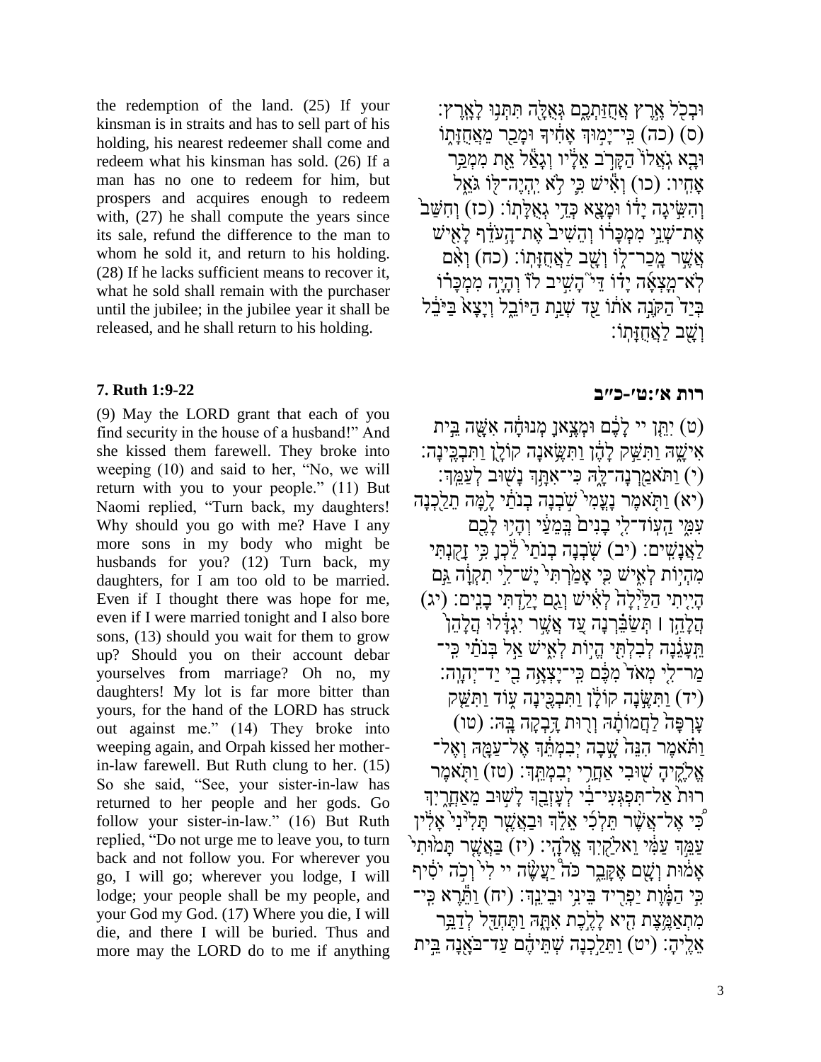the redemption of the land. (25) If your kinsman is in straits and has to sell part of his holding, his nearest redeemer shall come and redeem what his kinsman has sold. (26) If a man has no one to redeem for him, but prospers and acquires enough to redeem with, (27) he shall compute the years since its sale, refund the difference to the man to whom he sold it, and return to his holding. (28) If he lacks sufficient means to recover it, what he sold shall remain with the purchaser until the jubilee; in the jubilee year it shall be released, and he shall return to his holding.

וּבְכֹל אֶרֶץ אֲחֻזַּתְכֶם גְּאֻלָּה תִּתְּנוּ לָאָרֶץ׃ (ס) (כה) כִּי־יָמוּךְ אָחִיךָ וּמָכַר מֵאֲחֻזָּתוֹ וּבָא גֹאֲלוֹ הַקָּרֹב אֵלָיו וְגָאַל אֵת מִמְכַּר אָחִיו׃ (כו) וְאִישׁ כִּי לֹא יִהְיֶה־לּוֹ גֹּאֵל וְהִשִּׂיגָה יָדוֹ וּמָצָא כְּדֵי גְאֻלָּתוֹ׃ (כז) וְחִשַּׁב אֶת־שְׁנֵי מִמְכָּרוֹ וְהֵשִׁיב אֶת־הָעֹדֵף לָאִישׁ אֲשֶׁר מָכַר־לוֹ וְשָׁב לַאֲחֻזָּתוֹ׃ (כח) וְאִם לֹא־מָצְאָה יָדוֹ דֵּי הָשִׁיב לוֹ וְהָיָה מִמְכָּרוֹ בְּיַד הַקֹּנֶה אֹתוֹ עַד שְׁנַת הַיּוֹבֵל וְיָצָא בַּיֹּבֵל וְשָׁב לַאֲחֻזָּתוֹ׃

### 7. Ruth 1:9-22

### רות א׳:ט׳-כ״ב

(9) May the LORD grant that each of you find security in the house of a husband!" And she kissed them farewell. They broke into weeping (10) and said to her, "No, we will return with you to your people." (11) But Naomi replied, "Turn back, my daughters! Why should you go with me? Have I any more sons in my body who might be husbands for you? (12) Turn back, my daughters, for I am too old to be married. Even if I thought there was hope for me, even if I were married tonight and I also bore sons, (13) should you wait for them to grow up? Should you on their account debar yourselves from marriage? Oh no, my daughters! My lot is far more bitter than yours, for the hand of the LORD has struck out against me." (14) They broke into weeping again, and Orpah kissed her mother-in-law farewell. But Ruth clung to her. (15) So she said, "See, your sister-in-law has returned to her people and her gods. Go follow your sister-in-law." (16) But Ruth replied, "Do not urge me to leave you, to turn back and not follow you. For wherever you go, I will go; wherever you lodge, I will lodge; your people shall be my people, and your God my God. (17) Where you die, I will die, and there I will be buried. Thus and more may the LORD do to me if anything

(ט) יִתֵּן יי לָכֶם וּמְצֶאןָ מְנוּחָה אִשָּׁה בֵּית אִישָׁהּ וַתִּשַּׁק לָהֶן וַתִּשֶּׂאנָה קוֹלָן וַתִּבְכֶּינָה׃ (י) וַתֹּאמַרְנָה־לָּהּ כִּי־אִתָּךְ נָשׁוּב לְעַמֵּךְ׃ (יא) וַתֹּאמֶר נָעֳמִי שֹׁבְנָה בְנֹתַי לָמָּה תֵלַכְנָה עִמִּי הַעוֹד־לִי בָנִים בְּמֵעַי וְהָיוּ לָכֶם לַאֲנָשִׁים׃ (יב) שֹׁבְנָה בְנֹתַי לֵכְןָ כִּי זָקַנְתִּי מִהְיוֹת לְאִישׁ כִּי אָמַרְתִּי יֶשׁ־לִי תִקְוָה גַּם הָיִיתִי הַלַּיְלָה לְאִישׁ וְגַם יָלַדְתִּי בָנִים׃ (יג) הֲלָהֵן ׀ תְּשַׂבֵּרְנָה עַד אֲשֶׁר יִגְדָּלוּ הֲלָהֵן תֵּעָגֵנָה לְבִלְתִּי הֱיוֹת לְאִישׁ אַל בְּנֹתַי כִּי־מַר־לִי מְאֹד מִכֶּם כִּי־יָצְאָה בִי יַד־יְהוָה׃ (יד) וַתִּשֶּׂנָה קוֹלָן וַתִּבְכֶּינָה עוֹד וַתִּשַּׁק עָרְפָּה לַחֲמוֹתָהּ וְרוּת דָּבְקָה בָּהּ׃ (טו) וַתֹּאמֶר הִנֵּה שָׁבָה יְבִמְתֵּךְ אֶל־עַמָּהּ וְאֶל־אֱלֹהֶיהָ שׁוּבִי אַחֲרֵי יְבִמְתֵּךְ׃ (טז) וַתֹּאמֶר רוּת אַל־תִּפְגְּעִי־בִי לְעָזְבֵךְ לָשׁוּב מֵאַחֲרָיִךְ כִּי אֶל־אֲשֶׁר תֵּלְכִי אֵלֵךְ וּבַאֲשֶׁר תָּלִינִי אָלִין עַמֵּךְ עַמִּי וֵאלֹקַיִךְ אֱלֹהָי׃ (יז) בַּאֲשֶׁר תָּמוּתִי אָמוּת וְשָׁם אֶקָּבֵר כֹּה יַעֲשֶׂה יי לִי וְכֹה יֹסִיף כִּי הַמָּוֶת יַפְרִיד בֵּינִי וּבֵינֵךְ׃ (יח) וַתֵּרֶא כִּי־מִתְאַמֶּצֶת הִיא לָלֶכֶת אִתָּהּ וַתֶּחְדַּל לְדַבֵּר אֵלֶיהָ׃ (יט) וַתֵּלַכְנָה שְׁתֵּיהֶם עַד־בֹּאָנָה בֵּית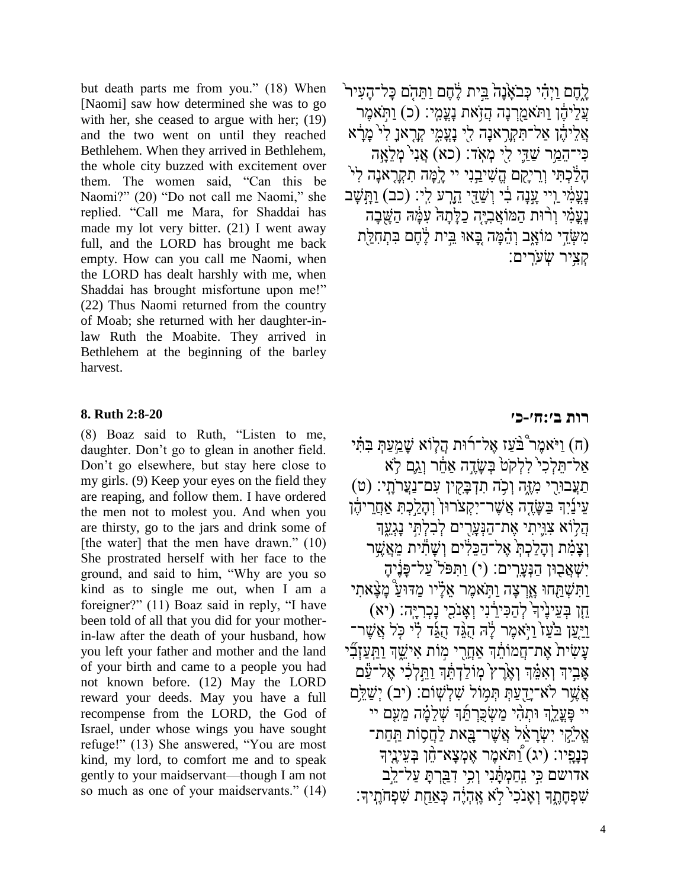but death parts me from you." (18) When [Naomi] saw how determined she was to go with her, she ceased to argue with her; (19) and the two went on until they reached Bethlehem. When they arrived in Bethlehem, the whole city buzzed with excitement over them. The women said, "Can this be Naomi?" (20) "Do not call me Naomi," she replied. "Call me Mara, for Shaddai has made my lot very bitter. (21) I went away full, and the LORD has brought me back empty. How can you call me Naomi, when the LORD has dealt harshly with me, when Shaddai has brought misfortune upon me!" (22) Thus Naomi returned from the country of Moab; she returned with her daughter-in-law Ruth the Moabite. They arrived in Bethlehem at the beginning of the barley harvest.

לָ֑חֶם וַיְהִ֗י כְּבֹאָ֙נָה֙ בֵּ֣ית לֶ֔חֶם וַתֵּהֹ֤ם כָּל־הָעִיר֙ עֲלֵיהֶ֔ן וַתֹּאמַ֖רְנָה הֲזֹ֥את נָעֳמִֽי׃ (כ) וַתֹּ֣אמֶר אֲלֵיהֶ֔ן אַל־תִּקְרֶ֥אנָה לִ֖י נָעֳמִ֑י קְרֶ֤אןָ לִי֙ מָרָ֔א כִּי־הֵמַ֥ר שַׁדַּ֛י לִ֖י מְאֹֽד׃ (כא) אֲנִי֙ מְלֵאָ֣ה הָלַ֔כְתִּי וְרֵיקָ֖ם הֱשִׁיבַ֣נִי יי לָ֣מָּה תִקְרֶ֤אנָה לִי֙ נָעֳמִ֔י וַיי עָ֣נָה בִ֔י וְשַׁדַּ֖י הֵ֥רַע לִֽי׃ (כב) וַתָּ֣שָׁב נָעֳמִ֗י וְר֨וּת הַמּוֹאֲבִיָּ֤ה כַלָּתָהּ֙ עִמָּ֔הּ הַשָּׁ֖בָה מִשְּׂדֵ֣י מוֹאָ֑ב וְהֵ֗מָּה בָּ֚אוּ בֵּ֣ית לֶ֔חֶם בִּתְחִלַּ֖ת קְצִ֥יר שְׂעֹרִֽים׃

## 8. Ruth 2:8-20

## רות ב׳:ח׳-כ׳

(8) Boaz said to Ruth, "Listen to me, daughter. Don't go to glean in another field. Don't go elsewhere, but stay here close to my girls. (9) Keep your eyes on the field they are reaping, and follow them. I have ordered the men not to molest you. And when you are thirsty, go to the jars and drink some of [the water] that the men have drawn." (10) She prostrated herself with her face to the ground, and said to him, "Why are you so kind as to single me out, when I am a foreigner?" (11) Boaz said in reply, "I have been told of all that you did for your mother-in-law after the death of your husband, how you left your father and mother and the land of your birth and came to a people you had not known before. (12) May the LORD reward your deeds. May you have a full recompense from the LORD, the God of Israel, under whose wings you have sought refuge!" (13) She answered, "You are most kind, my lord, to comfort me and to speak gently to your maidservant—though I am not so much as one of your maidservants." (14)

(ח) וַיֹּ֨אמֶר֩ בֹּ֨עַז אֶל־ר֜וּת הֲל֧וֹא שָׁמַ֣עַתְּ בִּתִּ֗י אַל־תֵּלְכִי֙ לִלְקֹט֙ בְּשָׂדֶ֣ה אַחֵ֔ר וְגַ֛ם לֹ֥א תַעֲבוּרִ֖י מִזֶּ֑ה וְכֹ֥ה תִדְבָּקִ֖ין עִם־נַעֲרֹתָֽי׃ (ט) עֵינַ֜יִךְ בַּשָּׂדֶ֤ה אֲשֶׁר־יִקְצֹרוּן֙ וְהָלַ֣כְתְּ אַחֲרֵיהֶ֔ן הֲל֥וֹא צִוִּ֛יתִי אֶת־הַנְּעָרִ֖ים לְבִלְתִּ֣י נָגְעֵ֑ךְ וְצָמִ֗ת וְהָלַכְתְּ֙ אֶל־הַכֵּלִ֔ים וְשָׁתִ֕ית מֵאֲשֶׁ֥ר יִשְׁאֲב֖וּן הַנְּעָרִֽים׃ (י) וַתִּפֹּל֙ עַל־פָּנֶ֔יהָ וַתִּשְׁתַּ֖חוּ אָ֑רְצָה וַתֹּ֣אמֶר אֵלָ֗יו מַדּ֨וּעַ מָצָ֤אתִי חֵן֙ בְּעֵינֶ֙יךָ֙ לְהַכִּירֵ֔נִי וְאָנֹכִ֖י נָכְרִיָּֽה׃ (יא) וַיַּ֤עַן בֹּ֙עַז֙ וַיֹּ֣אמֶר לָ֔הּ הֻגֵּ֨ד הֻגַּ֜ד לִ֗י כֹּ֤ל אֲשֶׁר־עָשִׂית֙ אֶת־חֲמוֹתֵ֔ךְ אַחֲרֵ֖י מ֣וֹת אִישֵׁ֑ךְ וַתַּֽעַזְבִ֞י אָבִ֣יךְ וְאִמֵּ֗ךְ וְאֶ֙רֶץ֙ מֽוֹלַדְתֵּ֔ךְ וַתֵּ֣לְכִ֔י אֶל־עַ֕ם אֲשֶׁ֥ר לֹא־יָדַ֖עַתְּ תְּמ֥וֹל שִׁלְשֽׁוֹם׃ (יב) יְשַׁלֵּ֥ם יי פָּעֳלֵ֑ךְ וּתְהִ֨י מַשְׂכֻּרְתֵּ֜ךְ שְׁלֵמָ֗ה מֵעִ֤ם יי אֱלֹהֵ֣י יִשְׂרָאֵ֔ל אֲשֶׁר־בָּ֖את לַחֲס֥וֹת תַּֽחַת־כְּנָפָֽיו׃ (יג) וַ֠תֹּאמֶר אֶמְצָא־חֵ֨ן בְּעֵינֶ֤יךָ אדושם כִּ֣י נִֽחַמְתָּ֔נִי וְכִ֥י דִבַּ֖רְתָּ עַל־לֵ֣ב שִׁפְחָתֶ֑ךָ וְאָנֹכִי֙ לֹ֣א אֶֽהְיֶ֔ה כְּאַחַ֖ת שִׁפְחֹתֶֽיךָ׃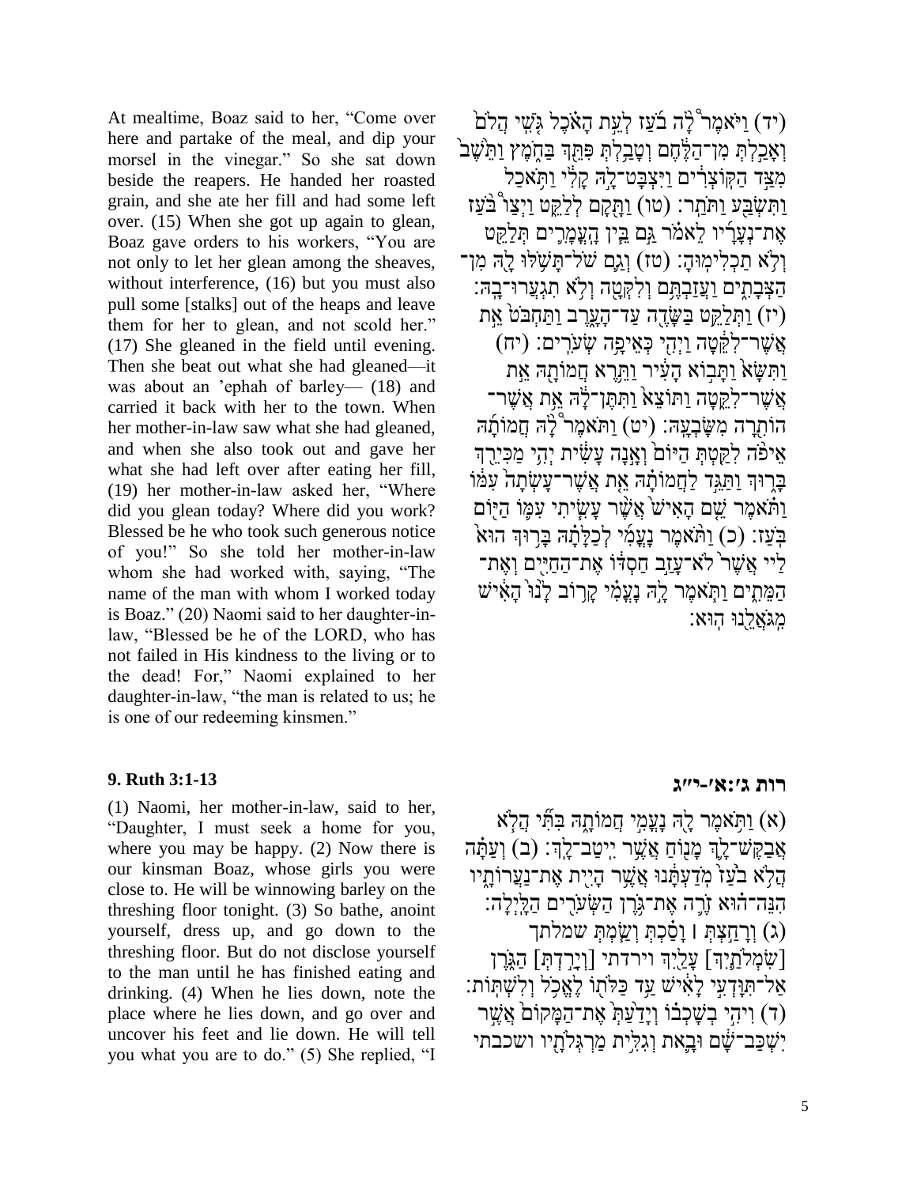At mealtime, Boaz said to her, "Come over here and partake of the meal, and dip your morsel in the vinegar." So she sat down beside the reapers. He handed her roasted grain, and she ate her fill and had some left over. (15) When she got up again to glean, Boaz gave orders to his workers, "You are not only to let her glean among the sheaves, without interference, (16) but you must also pull some [stalks] out of the heaps and leave them for her to glean, and not scold her." (17) She gleaned in the field until evening. Then she beat out what she had gleaned—it was about an ’ephah of barley— (18) and carried it back with her to the town. When her mother-in-law saw what she had gleaned, and when she also took out and gave her what she had left over after eating her fill, (19) her mother-in-law asked her, "Where did you glean today? Where did you work? Blessed be he who took such generous notice of you!" So she told her mother-in-law whom she had worked with, saying, "The name of the man with whom I worked today is Boaz." (20) Naomi said to her daughter-in-law, "Blessed be he of the LORD, who has not failed in His kindness to the living or to the dead! For," Naomi explained to her daughter-in-law, "the man is related to us; he is one of our redeeming kinsmen."

(יד) וַיֹּאמֶר֩ לָ֨ה בֹ֜עַז לְעֵ֣ת הָאֹ֗כֶל גֹּ֣שִׁי הֲלֹ֔ם וְאָכַ֣לְתְּ מִן־הַלֶּ֔חֶם וְטָבַ֥לְתְּ פִּתֵּ֖ךְ בַּחֹ֑מֶץ וַתֵּ֙שֶׁב֙ מִצַּ֣ד הַקּֽוֹצְרִ֔ים וַיִּצְבָּט־לָ֣הּ קָלִ֔י וַתֹּ֥אכַל וַתִּשְׂבַּ֖ע וַתֹּתַֽר׃ (טו) וַתָּ֖קָם לְלַקֵּ֑ט וַיְצַו֩ בֹּ֨עַז אֶת־נְעָרָ֜יו לֵאמֹ֗ר גַּ֣ם בֵּ֧ין הָעֳמָרִ֛ים תְּלַקֵּ֖ט וְלֹ֥א תַכְלִימֽוּהָ׃ (טז) וְגַ֛ם שֹׁל־תָּשֹׁ֥לּוּ לָ֖הּ מִן־הַצְּבָתִ֑ים וַעֲזַבְתֶּ֥ם וְלִקְּטָ֖ה וְלֹ֥א תִגְעֲרוּ־בָֽהּ׃ (יז) וַתְּלַקֵּ֥ט בַּשָּׂדֶ֖ה עַד־הָעָ֑רֶב וַתַּחְבֹּט֙ אֵ֣ת אֲשֶׁר־לִקֵּ֔טָה וַיְהִ֖י כְּאֵיפָ֥ה שְׂעֹרִֽים׃ (יח) וַתִּשָּׂא֙ וַתָּב֣וֹא הָעִ֔יר וַתֵּ֥רֶא חֲמוֹתָ֖הּ אֵ֣ת אֲשֶׁר־לִקֵּ֑טָה וַתּוֹצֵא֙ וַתִּתֶּן־לָ֔הּ אֵ֥ת אֲשֶׁר־הוֹתִ֖רָה מִשָּׂבְעָֽהּ׃ (יט) וַתֹּאמֶר֩ לָ֨הּ חֲמוֹתָ֜הּ אֵיפֹ֨ה לִקַּ֤טְתְּ הַיּוֹם֙ וְאָ֣נָה עָשִׂ֔ית יְהִ֥י מַכִּירֵ֖ךְ בָּר֑וּךְ וַתַּגֵּ֣ד לַחֲמוֹתָ֗הּ אֵ֤ת אֲשֶׁר־עָשְׂתָה֙ עִמּ֔וֹ וַתֹּ֗אמֶר שֵׁ֤ם הָאִישׁ֙ אֲשֶׁ֨ר עָשִׂ֧יתִי עִמּ֛וֹ הַיּ֖וֹם בֹּֽעַז׃ (כ) וַתֹּ֨אמֶר נָעֳמִ֜י לְכַלָּתָ֗הּ בָּר֥וּךְ הוּא֙ לַיי אֲשֶׁר֙ לֹא־עָזַ֣ב חַסְדּ֔וֹ אֶת־הַחַיִּ֖ים וְאֶת־הַמֵּתִ֑ים וַתֹּ֧אמֶר לָ֣הּ נָעֳמִ֗י קָר֥וֹב לָ֙נוּ֙ הָאִ֔ישׁ מִֽגֹּאֲלֵ֖נוּ הֽוּא׃

**9. Ruth 3:1-13**

**רות ג׳:א׳-י״ג**

(1) Naomi, her mother-in-law, said to her, "Daughter, I must seek a home for you, where you may be happy. (2) Now there is our kinsman Boaz, whose girls you were close to. He will be winnowing barley on the threshing floor tonight. (3) So bathe, anoint yourself, dress up, and go down to the threshing floor. But do not disclose yourself to the man until he has finished eating and drinking. (4) When he lies down, note the place where he lies down, and go over and uncover his feet and lie down. He will tell you what you are to do." (5) She replied, "I

(א) וַתֹּ֥אמֶר לָ֖הּ נָעֳמִ֣י חֲמוֹתָ֑הּ בִּתִּ֗י הֲלֹ֧א אֲבַקֶּשׁ־לָ֛ךְ מָנ֖וֹחַ אֲשֶׁ֥ר יִֽיטַב־לָֽךְ׃ (ב) וְעַתָּ֗ה הֲלֹ֤א בֹ֙עַז֙ מֹֽדַעְתָּ֔נוּ אֲשֶׁ֥ר הָיִ֖ית אֶת־נַעֲרוֹתָ֑יו הִנֵּה־ה֗וּא זֹרֶ֛ה אֶת־גֹּ֥רֶן הַשְּׂעֹרִ֖ים הַלָּֽיְלָה׃ (ג) וְרָחַ֣צְתְּ ׀ וָסַ֗כְתְּ וְשַׂ֧מְתְּ שמלתך [שִׂמְלֹתַ֛יִךְ] עָלַ֖יִךְ וירדתי [וְיָרַ֣דְתְּ] הַגֹּ֑רֶן אַל־תִּוָּדְעִ֣י לָאִ֔ישׁ עַ֥ד כַּלֹּת֖וֹ לֶאֱכֹ֥ל וְלִשְׁתּֽוֹת׃ (ד) וִיהִ֣י בְשָׁכְב֗וֹ וְיָדַ֙עַתְּ֙ אֶת־הַמָּקוֹם֙ אֲשֶׁ֣ר יִשְׁכַּב־שָׁ֔ם וּבָ֛את וְגִלִּ֥ית מַרְגְּלֹתָ֖יו ושכבתי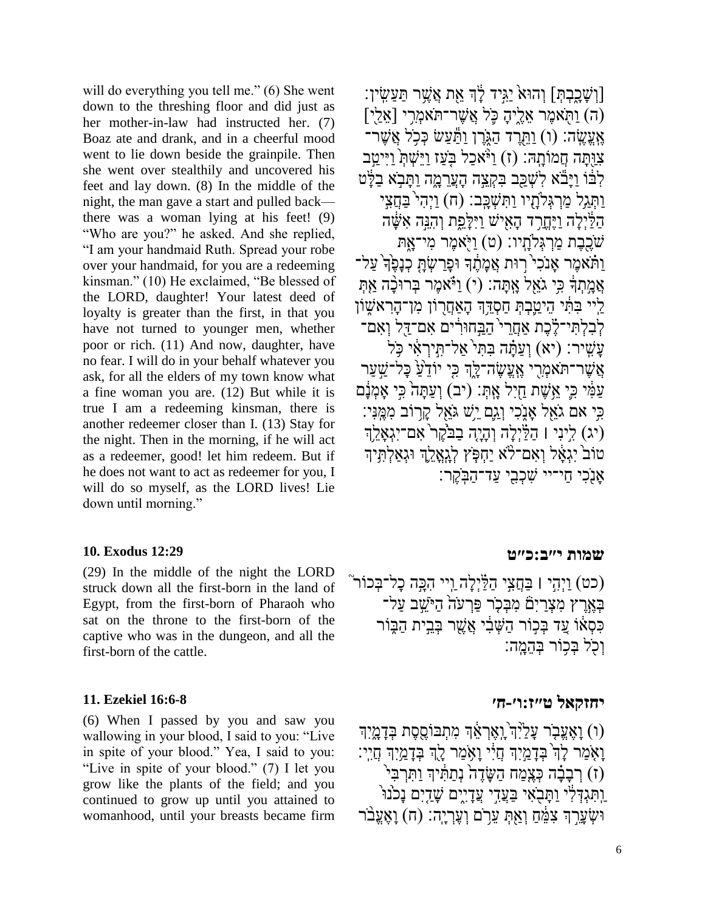will do everything you tell me." (6) She went down to the threshing floor and did just as her mother-in-law had instructed her. (7) Boaz ate and drank, and in a cheerful mood went to lie down beside the grainpile. Then she went over stealthily and uncovered his feet and lay down. (8) In the middle of the night, the man gave a start and pulled back—there was a woman lying at his feet! (9) "Who are you?" he asked. And she replied, "I am your handmaid Ruth. Spread your robe over your handmaid, for you are a redeeming kinsman." (10) He exclaimed, "Be blessed of the LORD, daughter! Your latest deed of loyalty is greater than the first, in that you have not turned to younger men, whether poor or rich. (11) And now, daughter, have no fear. I will do in your behalf whatever you ask, for all the elders of my town know what a fine woman you are. (12) But while it is true I am a redeeming kinsman, there is another redeemer closer than I. (13) Stay for the night. Then in the morning, if he will act as a redeemer, good! let him redeem. But if he does not want to act as redeemer for you, I will do so myself, as the LORD lives! Lie down until morning."

[וְשָׁכָבְתְּ] וְהוּא֙ יַגִּ֣יד לָ֔ךְ אֵ֖ת אֲשֶׁ֥ר תַּעֲשִֽׂין׃ (ה) וַתֹּ֖אמֶר אֵלֶ֑יהָ כֹּ֛ל אֲשֶׁר־תֹּאמְרִ֥י [אֵלַ֖י] אֶעֱשֶֽׂה׃ (ו) וַתֵּ֖רֶד הַגֹּ֑רֶן וַתַּ֕עַשׂ כְּכֹ֥ל אֲשֶׁר־צִוַּ֖תָּה חֲמוֹתָֽהּ׃ (ז) וַיֹּ֨אכַל בֹּ֤עַז וַיֵּ֙שְׁתְּ֙ וַיִּיטַ֣ב לִבּ֔וֹ וַיָּבֹ֕א לִשְׁכַּ֖ב בִּקְצֵ֣ה הָעֲרֵמָ֑ה וַתָּבֹ֣א בַלָּ֔ט וַתְּגַ֥ל מַרְגְּלֹתָ֖יו וַתִּשְׁכָּֽב׃ (ח) וַיְהִי֙ בַּחֲצִ֣י הַלַּ֔יְלָה וַיֶּחֱרַ֥ד הָאִ֖ישׁ וַיִּלָּפֵ֑ת וְהִנֵּ֣ה אִשָּׁ֔ה שֹׁכֶ֖בֶת מַרְגְּלֹתָֽיו׃ (ט) וַיֹּ֖אמֶר מִי־אָ֑תְּ וַתֹּ֗אמֶר אָנֹכִי֙ ר֣וּת אֲמָתֶ֔ךָ וּפָרַשְׂתָּ֤ כְנָפֶ֙ךָ֙ עַל־אֲמָ֣תְךָ֔ כִּ֥י גֹאֵ֖ל אָֽתָּה׃ (י) וַיֹּ֗אמֶר בְּרוּכָ֨ה אַ֤תְּ לַיי בִּתִּ֔י הֵיטַ֛בְתְּ חַסְדֵּ֥ךְ הָאַחֲר֖וֹן מִן־הָרִאשׁ֑וֹן לְבִלְתִּי־לֶ֗כֶת אַחֲרֵי֙ הַבַּ֣חוּרִ֔ים אִם־דַּ֖ל וְאִם־עָשִֽׁיר׃ (יא) וְעַתָּ֗ה בִּתִּי֙ אַל־תִּ֣ירְאִ֔י כֹּ֥ל אֲשֶׁר־תֹּאמְרִ֖י אֶֽעֱשֶׂה־לָּ֑ךְ כִּ֤י יוֹדֵ֙עַ֙ כָּל־שַׁ֣עַר עַמִּ֔י כִּ֛י אֵ֥שֶׁת חַ֖יִל אָֽתְּ׃ (יב) וְעַתָּה֙ כִּ֣י אָמְנָ֔ם כִּ֥י אם גֹאֵ֖ל אָנֹ֑כִי וְגַ֛ם יֵ֥שׁ גֹּאֵ֖ל קָר֥וֹב מִמֶּֽנִּי׃ (יג) לִ֣ינִי ׀ הַלַּ֗יְלָה וְהָיָ֤ה בַבֹּ֙קֶר֙ אִם־יִגְאָלֵ֥ךְ טוֹב֙ יִגְאָ֔ל וְאִם־לֹ֨א יַחְפֹּ֧ץ לְגָֽאֳלֵ֛ךְ וּגְאַלְתִּ֥יךְ אָנֹ֖כִי חַי־יי שִׁכְבִ֖י עַד־הַבֹּֽקֶר׃

### 10. Exodus 12:29

### שמות י״ב:כ״ט

(29) In the middle of the night the LORD struck down all the first-born in the land of Egypt, from the first-born of Pharaoh who sat on the throne to the first-born of the captive who was in the dungeon, and all the first-born of the cattle.

(כט) וַיְהִ֣י ׀ בַּחֲצִ֣י הַלַּ֗יְלָה וַיי הִכָּ֣ה כָל־בְּכוֹר֮ בְּאֶ֣רֶץ מִצְרַיִם֒ מִבְּכֹ֤ר פַּרְעֹה֙ הַיֹּשֵׁ֣ב עַל־כִּסְא֔וֹ עַ֚ד בְּכ֣וֹר הַשְּׁבִ֔י אֲשֶׁ֖ר בְּבֵ֣ית הַבּ֑וֹר וְכֹ֖ל בְּכ֥וֹר בְּהֵמָֽה׃

### 11. Ezekiel 16:6-8

### יחזקאל ט״ז:ו׳-ח׳

(6) When I passed by you and saw you wallowing in your blood, I said to you: "Live in spite of your blood." Yea, I said to you: "Live in spite of your blood." (7) I let you grow like the plants of the field; and you continued to grow up until you attained to womanhood, until your breasts became firm

(ו) וָאֶעֱבֹ֤ר עָלַ֙יִךְ֙ וָֽאֶרְאֵ֔ךְ מִתְבּוֹסֶ֖סֶת בְּדָמָ֑יִךְ וָאֹ֤מַר לָךְ֙ בְּדָמַ֣יִךְ חֲיִ֔י וָאֹ֥מַר לָ֖ךְ בְּדָמַ֥יִךְ חֲיִֽי׃ (ז) רְבָבָ֞ה כְּצֶ֤מַח הַשָּׂדֶה֙ נְתַתִּ֔יךְ וַתִּרְבִּי֙ וַֽתִּגְדְּלִ֔י וַתָּבֹ֖אִי בַּעֲדִ֣י עֲדָיִ֑ים שָׁדַ֨יִם נָכֹ֜נוּ וּשְׂעָרֵ֣ךְ צִמֵּ֔חַ וְאַ֖תְּ עֵרֹ֥ם וְעֶרְיָֽה׃ (ח) וָאֶעֱבֹ֨ר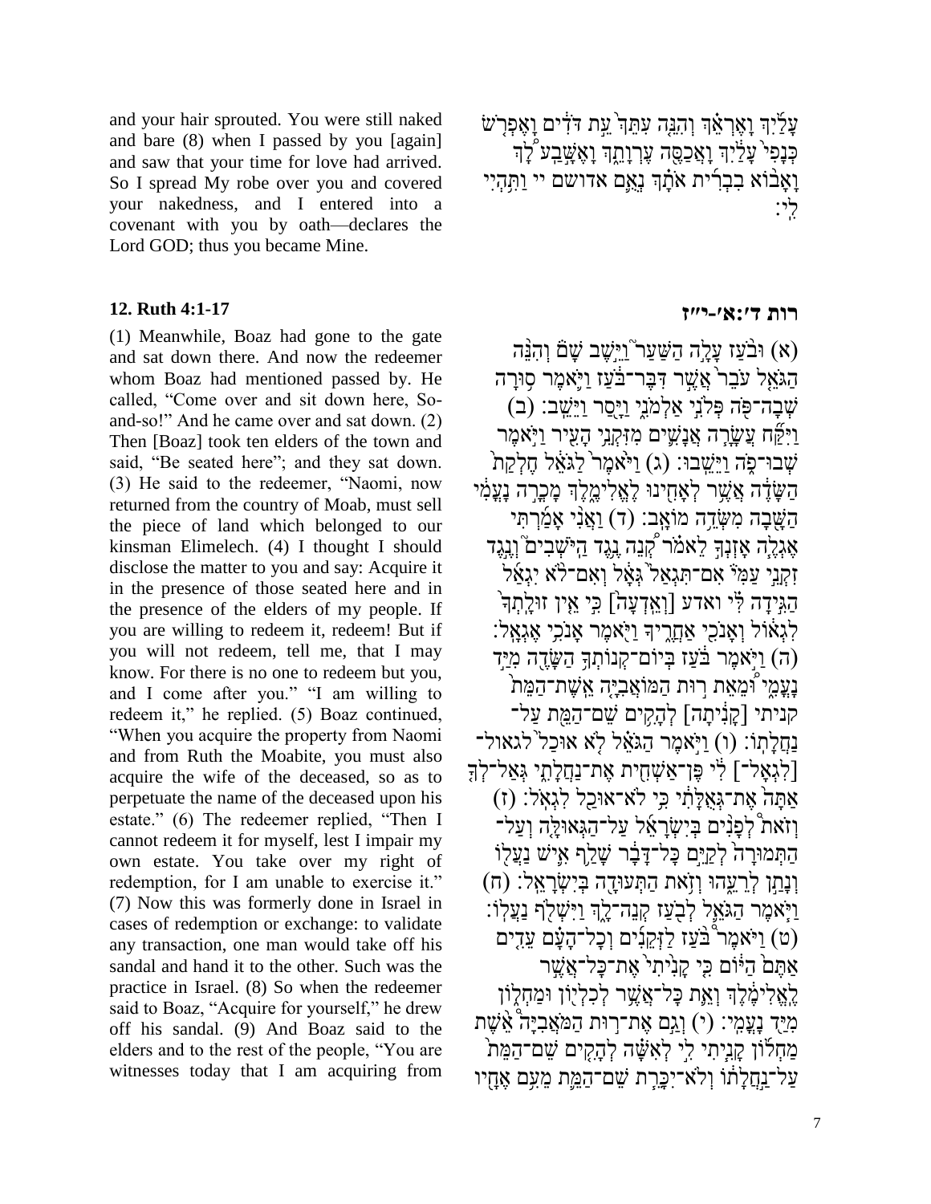and your hair sprouted. You were still naked and bare (8) when I passed by you [again] and saw that your time for love had arrived. So I spread My robe over you and covered your nakedness, and I entered into a covenant with you by oath—declares the Lord GOD; thus you became Mine.

עָלַ֫יִךְ וָאֶרְאֵ֗ךְ וְהִנֵּ֤ה עִתֵּךְ֙ עֵ֣ת דֹּדִ֔ים וָאֶפְרֹ֤שׂ כְּנָפִי֙ עָלַ֔יִךְ וָאֲכַסֶּ֖ה עֶרְוָתֵ֑ךְ וָאֶשָּׁ֣בַֽע לָ֠ךְ וָאָב֨וֹא בִבְרִ֜ית אֹתָ֗ךְ נְאֻ֛ם אדושם יי וַתִּ֥הְיִי לִֽי׃

## 12. Ruth 4:1-17

## רות ד׳:א׳-י״ז

(1) Meanwhile, Boaz had gone to the gate and sat down there. And now the redeemer whom Boaz had mentioned passed by. He called, "Come over and sit down here, So-and-so!" And he came over and sat down. (2) Then [Boaz] took ten elders of the town and said, "Be seated here"; and they sat down. (3) He said to the redeemer, "Naomi, now returned from the country of Moab, must sell the piece of land which belonged to our kinsman Elimelech. (4) I thought I should disclose the matter to you and say: Acquire it in the presence of those seated here and in the presence of the elders of my people. If you are willing to redeem it, redeem! But if you will not redeem, tell me, that I may know. For there is no one to redeem but you, and I come after you." "I am willing to redeem it," he replied. (5) Boaz continued, "When you acquire the property from Naomi and from Ruth the Moabite, you must also acquire the wife of the deceased, so as to perpetuate the name of the deceased upon his estate." (6) The redeemer replied, "Then I cannot redeem it for myself, lest I impair my own estate. You take over my right of redemption, for I am unable to exercise it." (7) Now this was formerly done in Israel in cases of redemption or exchange: to validate any transaction, one man would take off his sandal and hand it to the other. Such was the practice in Israel. (8) So when the redeemer said to Boaz, "Acquire for yourself," he drew off his sandal. (9) And Boaz said to the elders and to the rest of the people, "You are witnesses today that I am acquiring from

(א) וּבֹ֨עַז עָלָ֣ה הַשַּׁעַר֮ וַיֵּ֣שֶׁב שָׁם֒ וְהִנֵּ֨ה הַגֹּאֵ֤ל עֹבֵר֙ אֲשֶׁ֣ר דִּבֶּר־בֹּ֔עַז וַיֹּ֛אמֶר ס֥וּרָה שְׁבָה־פֹּ֖ה פְּלֹנִ֣י אַלְמֹנִ֑י וַיָּ֖סַר וַיֵּשֵֽׁב׃ (ב) וַיִּקַּ֞ח עֲשָׂרָ֧ה אֲנָשִׁ֛ים מִזִּקְנֵ֥י הָעִ֖יר וַיֹּ֣אמֶר שְׁבוּ־פֹ֑ה וַיֵּשֵֽׁבוּ׃ (ג) וַיֹּ֙אמֶר֙ לַגֹּאֵ֔ל חֶלְקַת֙ הַשָּׂדֶ֔ה אֲשֶׁ֥ר לְאָחִ֖ינוּ לֶאֱלִימֶ֑לֶךְ מָכְרָ֣ה נָעֳמִ֔י הַשָּׁ֖בָה מִשְּׂדֵ֥ה מוֹאָֽב׃ (ד) וַאֲנִ֨י אָמַ֜רְתִּי אֶגְלֶ֧ה אָזְנְךָ֣ לֵאמֹ֗ר קְ֠נֵה נֶ֣גֶד הַיֹּשְׁבִ֞ים וְנֶ֣גֶד זִקְנֵ֣י עַמִּ֗י אִם־תִּגְאַל֙ גְּאָ֔ל וְאִם־לֹ֨א יִגְאַ֜ל הַגִּ֣ידָה לִּ֗י ואדע [וְאֵֽדְעָה֙] כִּ֣י אֵ֤ין זוּלָֽתְךָ֙ לִגְא֔וֹל וְאָנֹכִ֖י אַחֲרֶ֑יךָ וַיֹּ֖אמֶר אָנֹכִ֥י אֶגְאָֽל׃ (ה) וַיֹּ֣אמֶר בֹּ֔עַז בְּיוֹם־קְנוֹתְךָ֥ הַשָּׂדֶ֖ה מִיַּ֣ד נָעֳמִ֑י וּ֠מֵאֵת ר֣וּת הַמּוֹאֲבִיָּ֤ה אֵֽשֶׁת־הַמֵּת֙ קניתי [קָנִ֔יתָה] לְהָקִ֥ים שֵׁם־הַמֵּ֖ת עַל־נַחֲלָתֽוֹ׃ (ו) וַיֹּ֣אמֶר הַגֹּאֵ֗ל לֹ֤א אוּכַל֙ לגאול־ [לִגְאָל־] לִ֔י פֶּן־אַשְׁחִ֖ית אֶת־נַחֲלָתִ֑י גְּאַל־לְךָ֤ אַתָּה֙ אֶת־גְּאֻלָּתִ֔י כִּ֥י לֹא־אוּכַ֖ל לִגְאֹֽל׃ (ז) וְזֹאת֩ לְפָנִ֨ים בְּיִשְׂרָאֵ֜ל עַל־הַגְּאוּלָּ֤ה וְעַל־הַתְּמוּרָה֙ לְקַיֵּ֣ם כָּל־דָּבָ֔ר שָׁלַ֥ף אִ֛ישׁ נַעֲל֖וֹ וְנָתַ֣ן לְרֵעֵ֑הוּ וְזֹ֥את הַתְּעוּדָ֖ה בְּיִשְׂרָאֵֽל׃ (ח) וַיֹּ֧אמֶר הַגֹּאֵ֛ל לְבֹ֖עַז קְנֵה־לָ֑ךְ וַיִּשְׁלֹ֖ף נַעֲלֽוֹ׃ (ט) וַיֹּאמֶר֩ בֹּ֨עַז לַזְּקֵנִ֜ים וְכָל־הָעָ֗ם עֵדִ֤ים אַתֶּם֙ הַיּ֔וֹם כִּ֤י קָנִ֙יתִי֙ אֶת־כָּל־אֲשֶׁ֣ר לֶֽאֱלִימֶ֔לֶךְ וְאֵ֛ת כָּל־אֲשֶׁ֥ר לְכִלְי֖וֹן וּמַחְל֑וֹן מִיַּ֖ד נָעֳמִֽי׃ (י) וְגַ֣ם אֶת־ר֣וּת הַמֹּאֲבִיָּה֩ אֵ֨שֶׁת מַחְל֜וֹן קָנִ֧יתִי לִ֣י לְאִשָּׁ֗ה לְהָקִ֤ים שֵׁם־הַמֵּת֙ עַל־נַ֣חֲלָת֔וֹ וְלֹא־יִכָּרֵ֥ת שֵׁם־הַמֵּ֛ת מֵעִ֥ם אֶחָ֖יו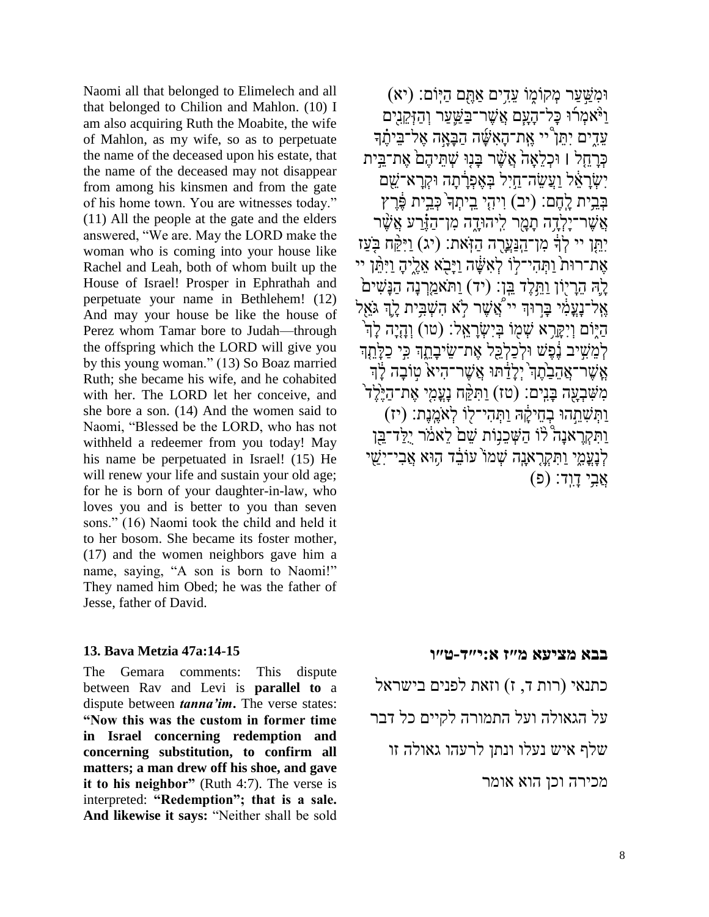Naomi all that belonged to Elimelech and all that belonged to Chilion and Mahlon. (10) I am also acquiring Ruth the Moabite, the wife of Mahlon, as my wife, so as to perpetuate the name of the deceased upon his estate, that the name of the deceased may not disappear from among his kinsmen and from the gate of his home town. You are witnesses today." (11) All the people at the gate and the elders answered, "We are. May the LORD make the woman who is coming into your house like Rachel and Leah, both of whom built up the House of Israel! Prosper in Ephrathah and perpetuate your name in Bethlehem! (12) And may your house be like the house of Perez whom Tamar bore to Judah—through the offspring which the LORD will give you by this young woman." (13) So Boaz married Ruth; she became his wife, and he cohabited with her. The LORD let her conceive, and she bore a son. (14) And the women said to Naomi, "Blessed be the LORD, who has not withheld a redeemer from you today! May his name be perpetuated in Israel! (15) He will renew your life and sustain your old age; for he is born of your daughter-in-law, who loves you and is better to you than seven sons." (16) Naomi took the child and held it to her bosom. She became its foster mother, (17) and the women neighbors gave him a name, saying, "A son is born to Naomi!" They named him Obed; he was the father of Jesse, father of David.

וּמִשַּׁ֥עַר מְקוֹמ֖וֹ עֵדִ֥ים אַתֶּ֖ם הַיּֽוֹם׃ (יא) וַיֹּ֨אמְר֜וּ כָּל־הָעָ֧ם אֲשֶׁר־בַּשַּׁ֛עַר וְהַזְּקֵנִ֖ים עֵדִ֑ים יִתֵּן֩ יי אֶֽת־הָאִשָּׁ֨ה הַבָּאָ֜ה אֶל־בֵּיתֶ֗ךָ כְּרָחֵ֤ל ׀ וּכְלֵאָה֙ אֲשֶׁ֨ר בָּנ֤וּ שְׁתֵּיהֶם֙ אֶת־בֵּ֣ית יִשְׂרָאֵ֔ל וַעֲשֵׂה־חַ֣יִל בְּאֶפְרָ֔תָה וּקְרָא־שֵׁ֖ם בְּבֵ֥ית לָֽחֶם׃ (יב) וִיהִ֤י בֵֽיתְךָ֙ כְּבֵ֣ית פֶּ֔רֶץ אֲשֶׁר־יָלְדָ֥ה תָמָ֖ר לִֽיהוּדָ֑ה מִן־הַזֶּ֗רַע אֲשֶׁ֨ר יִתֵּ֤ן יי לְךָ֙ מִן־הַנַּעֲרָ֖ה הַזֹּֽאת׃ (יג) וַיִּקַּ֨ח בֹּ֤עַז אֶת־רוּת֙ וַתְּהִי־ל֣וֹ לְאִשָּׁ֔ה וַיָּבֹ֖א אֵלֶ֑יהָ וַיִּתֵּ֨ן יי לָ֛הּ הֵרָי֖וֹן וַתֵּ֥לֶד בֵּֽן׃ (יד) וַתֹּאמַ֤רְנָה הַנָּשִׁים֙ אֶֽל־נָעֳמִ֔י בָּר֣וּךְ יי אֲשֶׁ֨ר לֹ֣א הִשְׁבִּ֥ית לָ֛ךְ גֹּאֵ֖ל הַיּ֑וֹם וְיִקָּרֵ֥א שְׁמ֖וֹ בְּיִשְׂרָאֵֽל׃ (טו) וְהָ֤יָה לָךְ֙ לְמֵשִׁ֣יב נֶ֔פֶשׁ וּלְכַלְכֵּ֖ל אֶת־שֵׂיבָתֵ֑ךְ כִּ֧י כַלָּתֵ֣ךְ אֲשֶׁר־אֲהֵבַ֗תֶךְ יְלָדַ֙תּוּ֙ אֲשֶׁר־הִיא֙ ט֣וֹבָה לָ֔ךְ מִשִּׁבְעָ֖ה בָּנִֽים׃ (טז) וַתִּקַּ֨ח נָעֳמִ֤י אֶת־הַיֶּ֙לֶד֙ וַתְּשִׁתֵ֣הוּ בְחֵיקָ֔הּ וַתְּהִי־ל֖וֹ לְאֹמֶֽנֶת׃ (יז) וַתִּקְרֶאנָה֩ ל֨וֹ הַשְּׁכֵנ֥וֹת שֵׁם֙ לֵאמֹ֔ר יֻלַּד־בֵּ֖ן לְנָעֳמִ֑י וַתִּקְרֶ֤אנָֽה שְׁמוֹ֙ עוֹבֵ֔ד ה֥וּא אֲבִי־יִשַׁ֖י אֲבִ֥י דָוִֽד׃ (פ)

### 13. Bava Metzia 47a:14-15

The Gemara comments: This dispute between Rav and Levi is **parallel to** a dispute between ***tanna'im***. The verse states: **"Now this was the custom in former time in Israel concerning redemption and concerning substitution, to confirm all matters; a man drew off his shoe, and gave it to his neighbor"** (Ruth 4:7). The verse is interpreted: **"Redemption"; that is a sale. And likewise it says:** "Neither shall be sold

### בבא מציעא מ״ז א:י״ד-ט״ו

כתנאי (רות ד, ז) וזאת לפנים בישראל על הגאולה ועל התמורה לקיים כל דבר שלף איש נעלו ונתן לרעהו גאולה זו מכירה וכן הוא אומר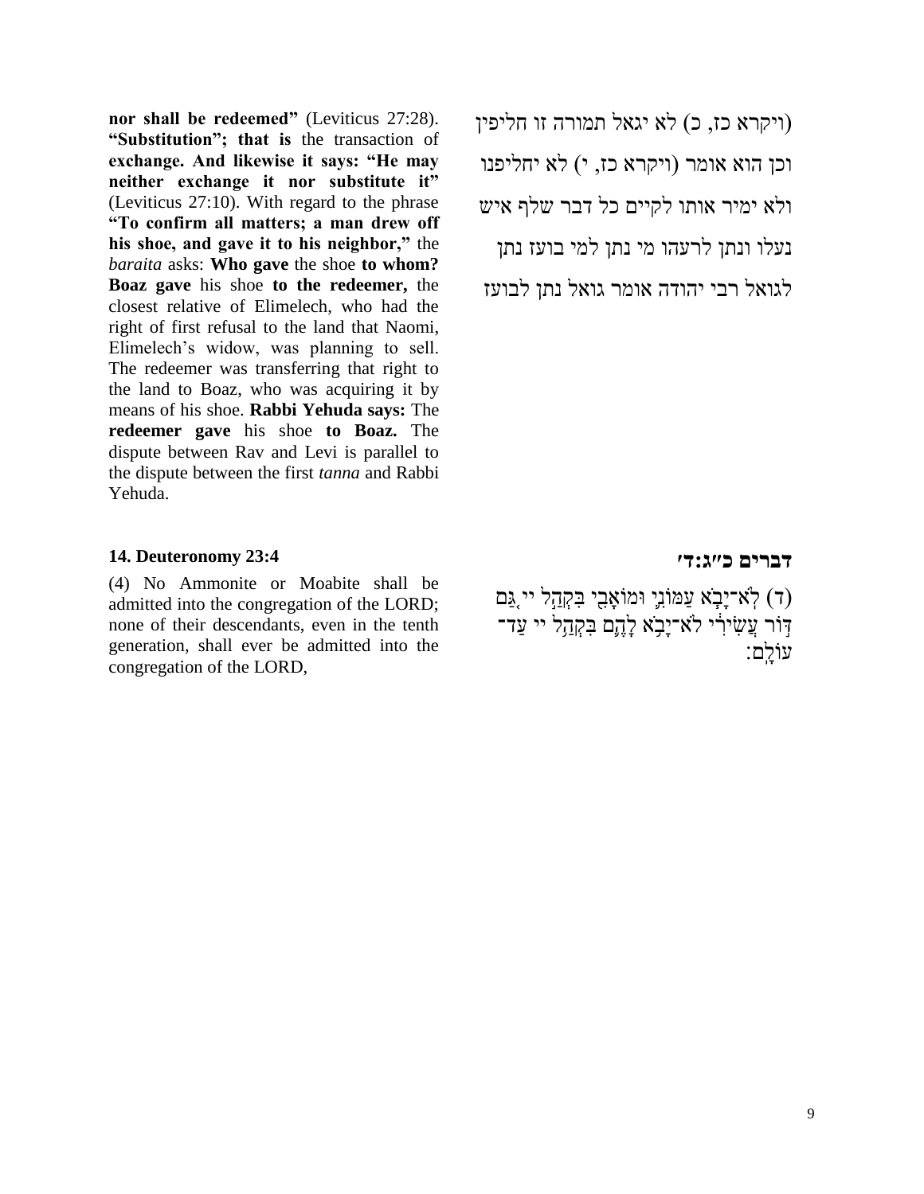**nor shall be redeemed"** (Leviticus 27:28). **"Substitution"; that is** the transaction of **exchange. And likewise it says: "He may neither exchange it nor substitute it"** (Leviticus 27:10). With regard to the phrase **"To confirm all matters; a man drew off his shoe, and gave it to his neighbor,"** the *baraita* asks: **Who gave** the shoe **to whom? Boaz gave** his shoe **to the redeemer,** the closest relative of Elimelech, who had the right of first refusal to the land that Naomi, Elimelech's widow, was planning to sell. The redeemer was transferring that right to the land to Boaz, who was acquiring it by means of his shoe. **Rabbi Yehuda says:** The **redeemer gave** his shoe **to Boaz.** The dispute between Rav and Levi is parallel to the dispute between the first *tanna* and Rabbi Yehuda.

(ויקרא כז, כ) לא יגאל תמורה זו חליפין וכן הוא אומר (ויקרא כז, י) לא יחליפנו ולא ימיר אותו לקיים כל דבר שלף איש נעלו ונתן לרעהו מי נתן למי נתן בועז נתן לגואל רבי יהודה אומר גואל נתן לבועז

### 14. Deuteronomy 23:4

(4) No Ammonite or Moabite shall be admitted into the congregation of the LORD; none of their descendants, even in the tenth generation, shall ever be admitted into the congregation of the LORD,

### דברים כ״ג:ד׳

(ד) לֹא־יָבֹא עַמּוֹנִי וּמוֹאָבִי בִּקְהַל יי גַּם דּוֹר עֲשִׂירִי לֹא־יָבֹא לָהֶם בִּקְהַל יי עַד־עוֹלָם׃